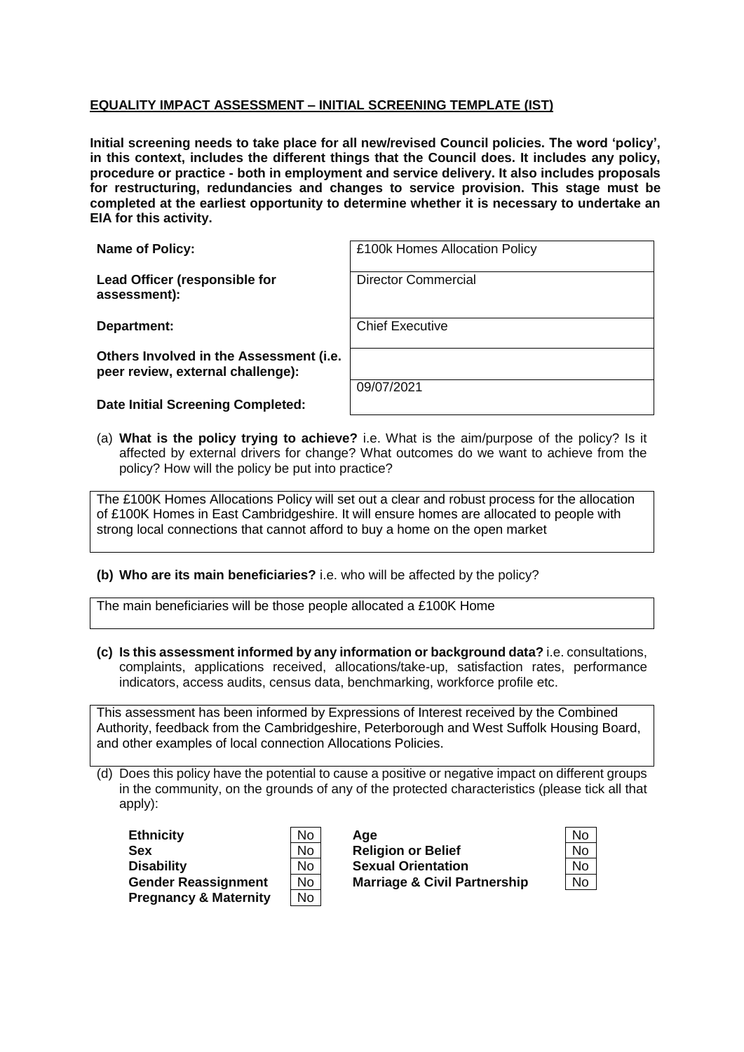**EQUALITY IMPACT ASSESSMENT – INITIAL SCREENING TEMPLATE (IST)**

**Initial screening needs to take place for all new/revised Council policies. The word 'policy', in this context, includes the different things that the Council does. It includes any policy, procedure or practice - both in employment and service delivery. It also includes proposals for restructuring, redundancies and changes to service provision. This stage must be completed at the earliest opportunity to determine whether it is necessary to undertake an EIA for this activity.**

| | |
|---|---|
| **Name of Policy:** | £100k Homes Allocation Policy |
| **Lead Officer (responsible for assessment):** | Director Commercial |
| **Department:** | Chief Executive |
| **Others Involved in the Assessment (i.e. peer review, external challenge):** | |
| **Date Initial Screening Completed:** | 09/07/2021 |

(a) **What is the policy trying to achieve?** i.e. What is the aim/purpose of the policy? Is it affected by external drivers for change? What outcomes do we want to achieve from the policy? How will the policy be put into practice?

The £100K Homes Allocations Policy will set out a clear and robust process for the allocation of £100K Homes in East Cambridgeshire. It will ensure homes are allocated to people with strong local connections that cannot afford to buy a home on the open market

**(b) Who are its main beneficiaries?** i.e. who will be affected by the policy?

The main beneficiaries will be those people allocated a £100K Home

**(c) Is this assessment informed by any information or background data?** i.e. consultations, complaints, applications received, allocations/take-up, satisfaction rates, performance indicators, access audits, census data, benchmarking, workforce profile etc.

This assessment has been informed by Expressions of Interest received by the Combined Authority, feedback from the Cambridgeshire, Peterborough and West Suffolk Housing Board, and other examples of local connection Allocations Policies.

(d) Does this policy have the potential to cause a positive or negative impact on different groups in the community, on the grounds of any of the protected characteristics (please tick all that apply):

| | | | |
|---|---|---|---|
| **Ethnicity** | No | **Age** | No |
| **Sex** | No | **Religion or Belief** | No |
| **Disability** | No | **Sexual Orientation** | No |
| **Gender Reassignment** | No | **Marriage & Civil Partnership** | No |
| **Pregnancy & Maternity** | No | | |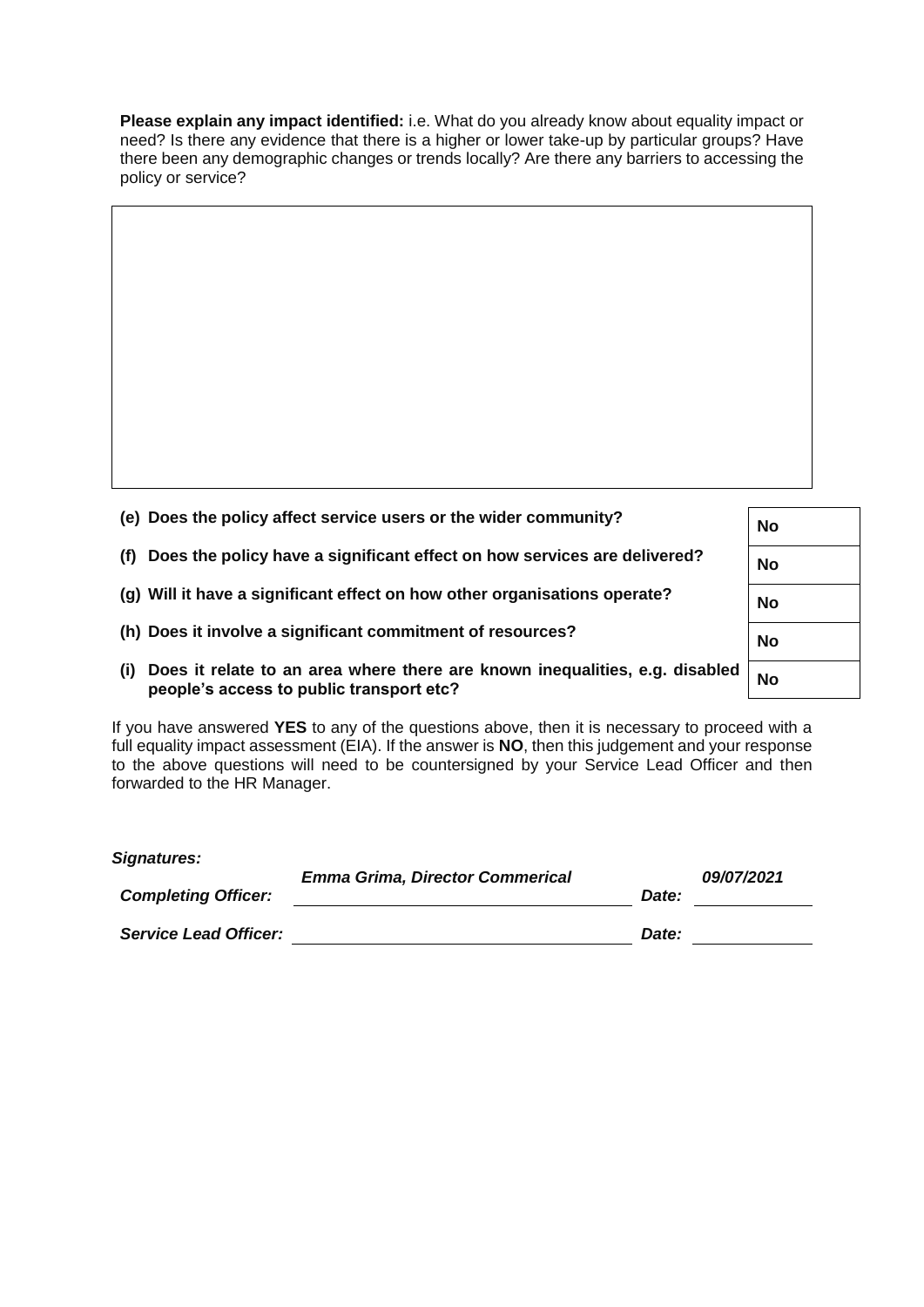**Please explain any impact identified:** i.e. What do you already know about equality impact or need? Is there any evidence that there is a higher or lower take-up by particular groups? Have there been any demographic changes or trends locally? Are there any barriers to accessing the policy or service?

| | |
|---|---|
| **(e) Does the policy affect service users or the wider community?** | **No** |
| **(f) Does the policy have a significant effect on how services are delivered?** | **No** |
| **(g) Will it have a significant effect on how other organisations operate?** | **No** |
| **(h) Does it involve a significant commitment of resources?** | **No** |
| **(i) Does it relate to an area where there are known inequalities, e.g. disabled people's access to public transport etc?** | **No** |

If you have answered **YES** to any of the questions above, then it is necessary to proceed with a full equality impact assessment (EIA). If the answer is **NO**, then this judgement and your response to the above questions will need to be countersigned by your Service Lead Officer and then forwarded to the HR Manager.

***Signatures:***

***Completing Officer:*** *Emma Grima, Director Commerical* ***Date:*** *09/07/2021*

***Service Lead Officer:*** ______________________ ***Date:*** __________